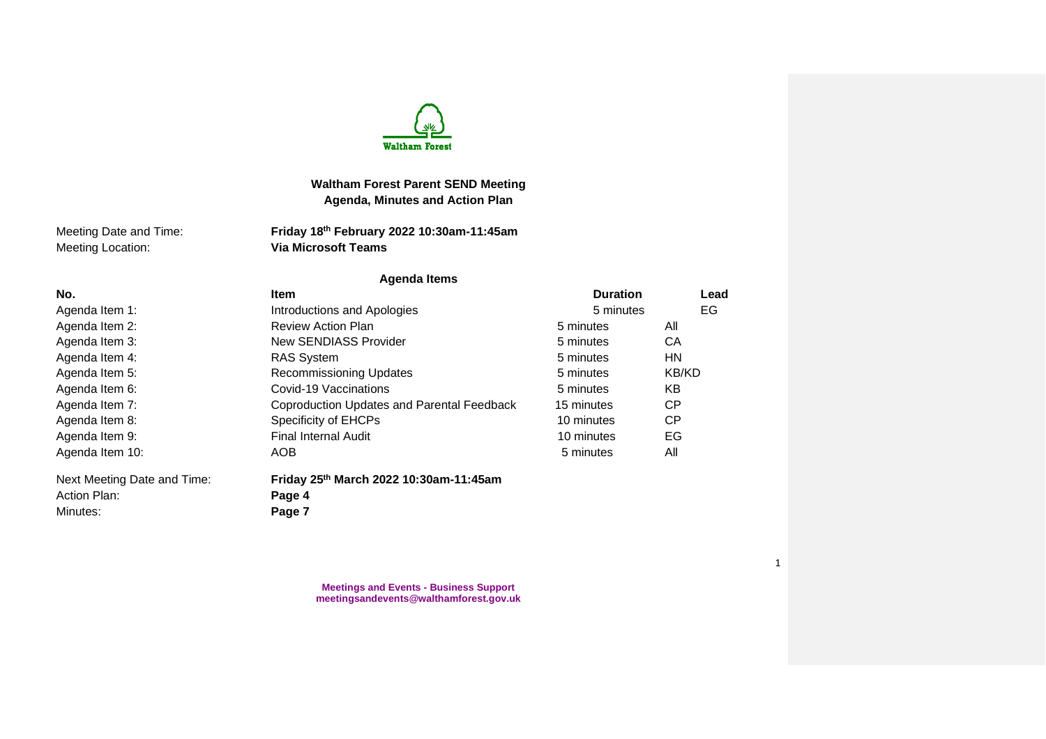Waltham Forest

# Waltham Forest Parent SEND Meeting
## Agenda, Minutes and Action Plan

Meeting Date and Time: **Friday 18th February 2022 10:30am-11:45am**
Meeting Location: **Via Microsoft Teams**

### Agenda Items

| No. | Item | Duration | Lead |
|---|---|---|---|
| Agenda Item 1: | Introductions and Apologies | 5 minutes | EG |
| Agenda Item 2: | Review Action Plan | 5 minutes | All |
| Agenda Item 3: | New SENDIASS Provider | 5 minutes | CA |
| Agenda Item 4: | RAS System | 5 minutes | HN |
| Agenda Item 5: | Recommissioning Updates | 5 minutes | KB/KD |
| Agenda Item 6: | Covid-19 Vaccinations | 5 minutes | KB |
| Agenda Item 7: | Coproduction Updates and Parental Feedback | 15 minutes | CP |
| Agenda Item 8: | Specificity of EHCPs | 10 minutes | CP |
| Agenda Item 9: | Final Internal Audit | 10 minutes | EG |
| Agenda Item 10: | AOB | 5 minutes | All |

Next Meeting Date and Time: **Friday 25th March 2022 10:30am-11:45am**
Action Plan: **Page 4**
Minutes: **Page 7**

**Meetings and Events - Business Support**
**meetingsandevents@walthamforest.gov.uk**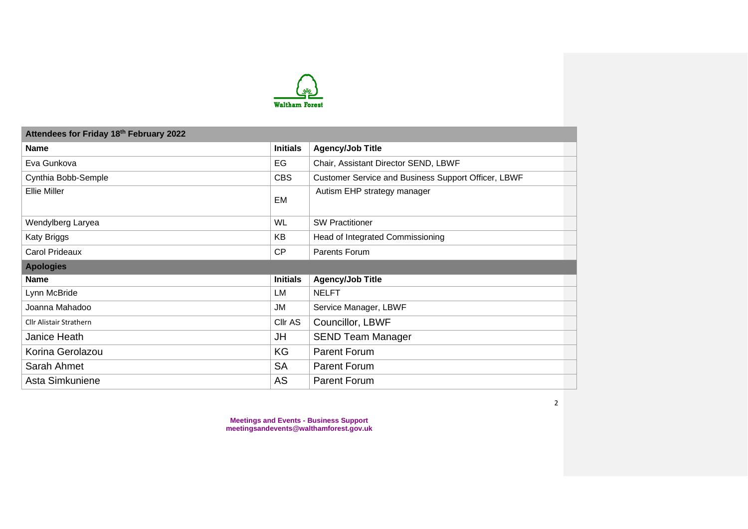| Attendees for Friday 18th February 2022 | | |
|---|---|---|
| **Name** | **Initials** | **Agency/Job Title** |
| Eva Gunkova | EG | Chair, Assistant Director SEND, LBWF |
| Cynthia Bobb-Semple | CBS | Customer Service and Business Support Officer, LBWF |
| Ellie Miller | EM | Autism EHP strategy manager |
| Wendylberg Laryea | WL | SW Practitioner |
| Katy Briggs | KB | Head of Integrated Commissioning |
| Carol Prideaux | CP | Parents Forum |
| **Apologies** | | |
| **Name** | **Initials** | **Agency/Job Title** |
| Lynn McBride | LM | NELFT |
| Joanna Mahadoo | JM | Service Manager, LBWF |
| Cllr Alistair Strathern | Cllr AS | Councillor, LBWF |
| Janice Heath | JH | SEND Team Manager |
| Korina Gerolazou | KG | Parent Forum |
| Sarah Ahmet | SA | Parent Forum |
| Asta Simkuniene | AS | Parent Forum |

**Meetings and Events - Business Support**
**meetingsandevents@walthamforest.gov.uk**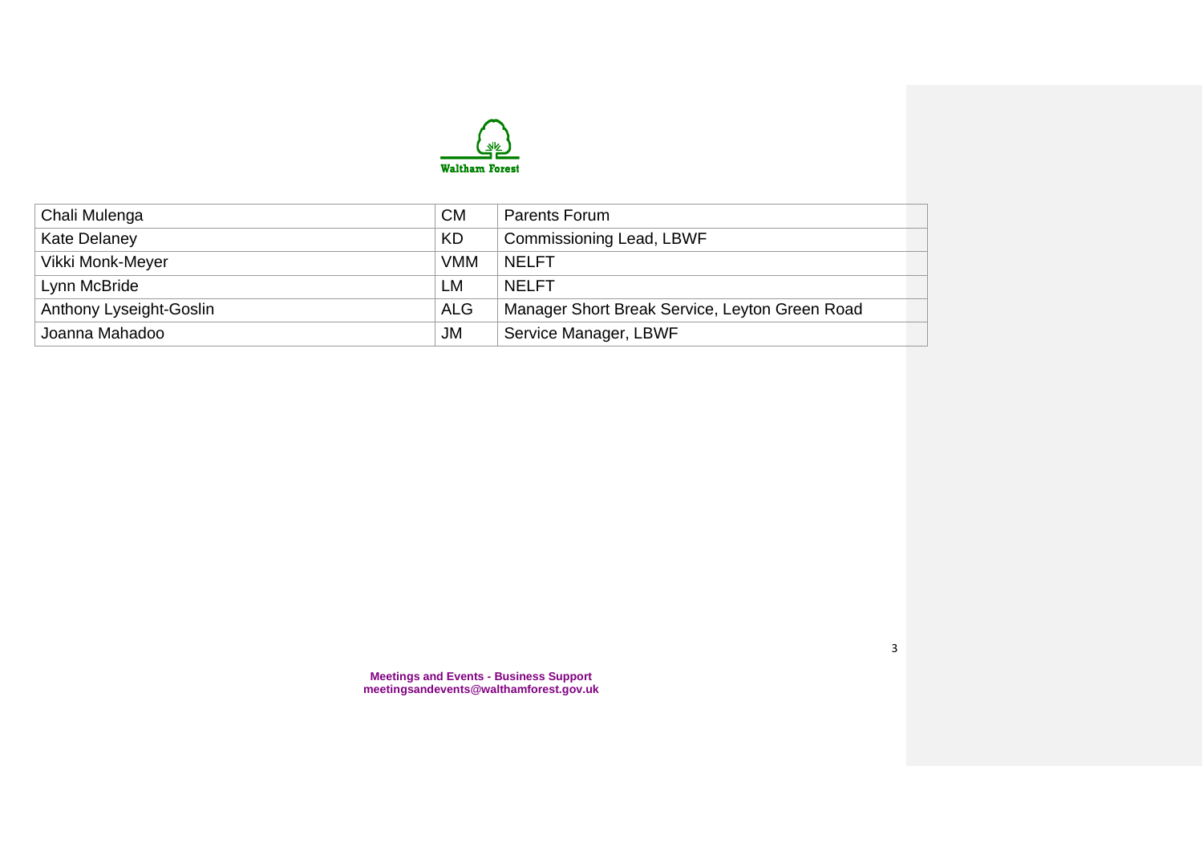| | | |
|---|---|---|
| Chali Mulenga | CM | Parents Forum |
| Kate Delaney | KD | Commissioning Lead, LBWF |
| Vikki Monk-Meyer | VMM | NELFT |
| Lynn McBride | LM | NELFT |
| Anthony Lyseight-Goslin | ALG | Manager Short Break Service, Leyton Green Road |
| Joanna Mahadoo | JM | Service Manager, LBWF |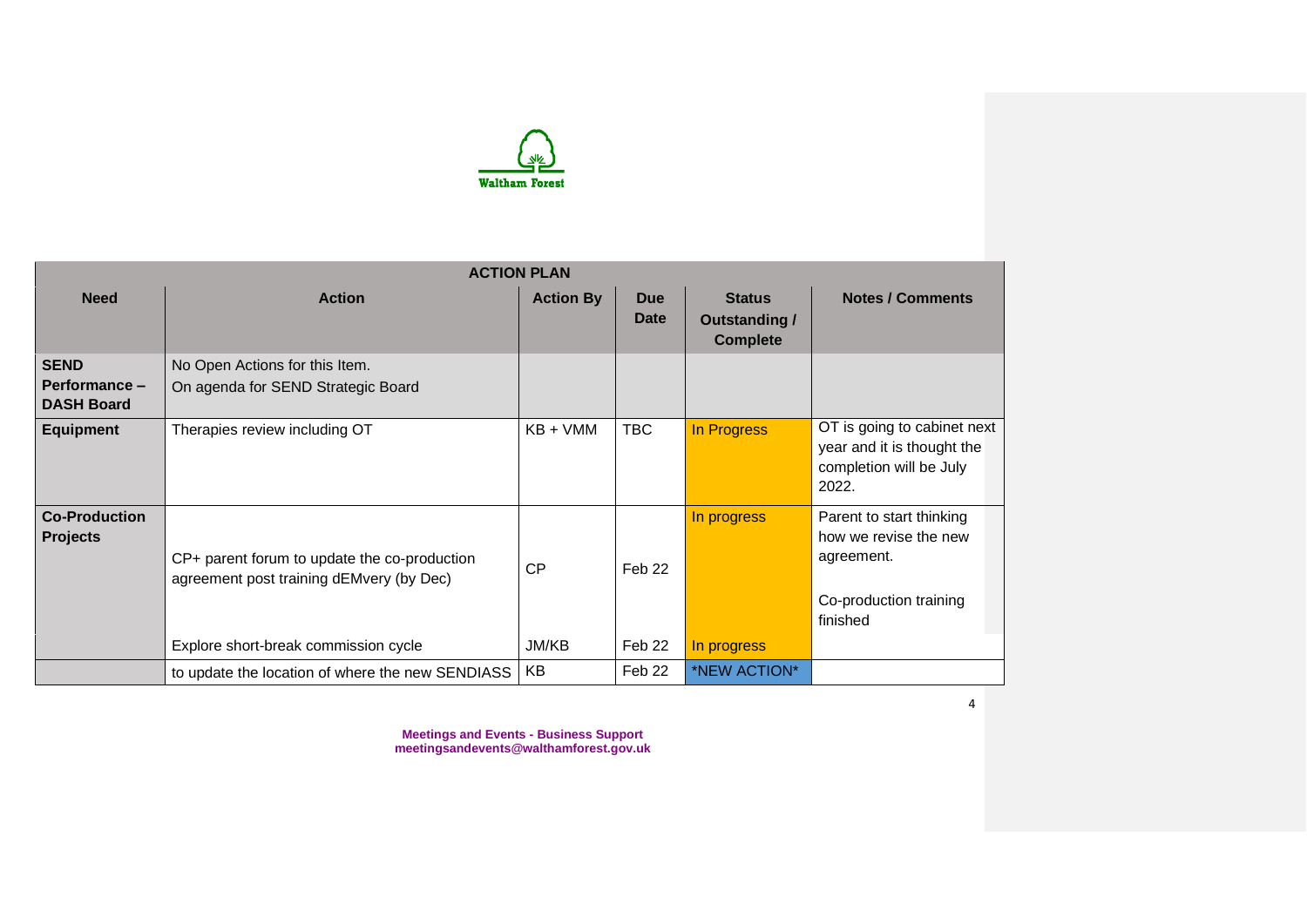| ACTION PLAN | | | | | |
|---|---|---|---|---|---|
| **Need** | **Action** | **Action By** | **Due Date** | **Status Outstanding / Complete** | **Notes / Comments** |
| **SEND Performance – DASH Board** | No Open Actions for this Item. On agenda for SEND Strategic Board | | | | |
| **Equipment** | Therapies review including OT | KB + VMM | TBC | In Progress | OT is going to cabinet next year and it is thought the completion will be July 2022. |
| **Co-Production Projects** | CP+ parent forum to update the co-production agreement post training dEMvery (by Dec) | CP | Feb 22 | In progress | Parent to start thinking how we revise the new agreement. Co-production training finished |
| | Explore short-break commission cycle | JM/KB | Feb 22 | In progress | |
| | to update the location of where the new SENDIASS | KB | Feb 22 | *NEW ACTION* | |

**Meetings and Events - Business Support**
**meetingsandevents@walthamforest.gov.uk**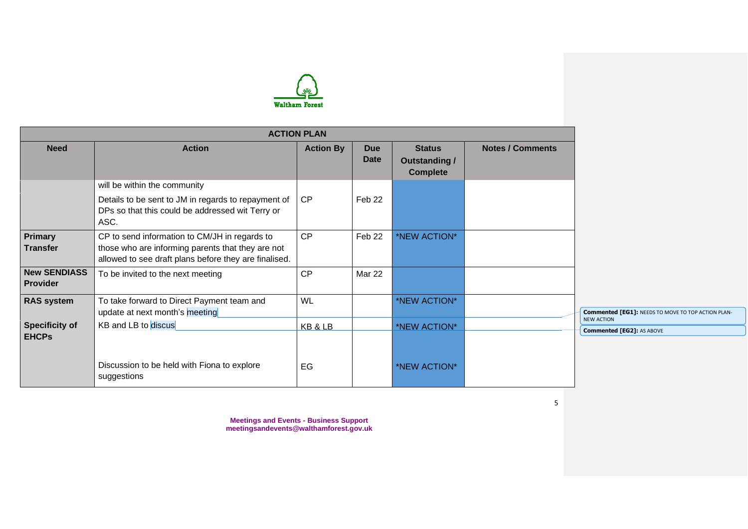Waltham Forest

| ACTION PLAN | | | | | |
|---|---|---|---|---|---|
| **Need** | **Action** | **Action By** | **Due Date** | **Status Outstanding / Complete** | **Notes / Comments** |
| | will be within the community | | | | |
| | Details to be sent to JM in regards to repayment of DPs so that this could be addressed wit Terry or ASC. | CP | Feb 22 | | |
| **Primary Transfer** | CP to send information to CM/JH in regards to those who are informing parents that they are not allowed to see draft plans before they are finalised. | CP | Feb 22 | *NEW ACTION* | |
| **New SENDIASS Provider** | To be invited to the next meeting | CP | Mar 22 | | |
| **RAS system** | To take forward to Direct Payment team and update at next month's meeting | WL | | *NEW ACTION* | |
| **Specificity of EHCPs** | KB and LB to discus | KB & LB | | *NEW ACTION* | |
| | Discussion to be held with Fiona to explore suggestions | EG | | *NEW ACTION* | |

Commented [EG1]: NEEDS TO MOVE TO TOP ACTION PLAN- NEW ACTION

Commented [EG2]: AS ABOVE

**Meetings and Events - Business Support**
**meetingsandevents@walthamforest.gov.uk**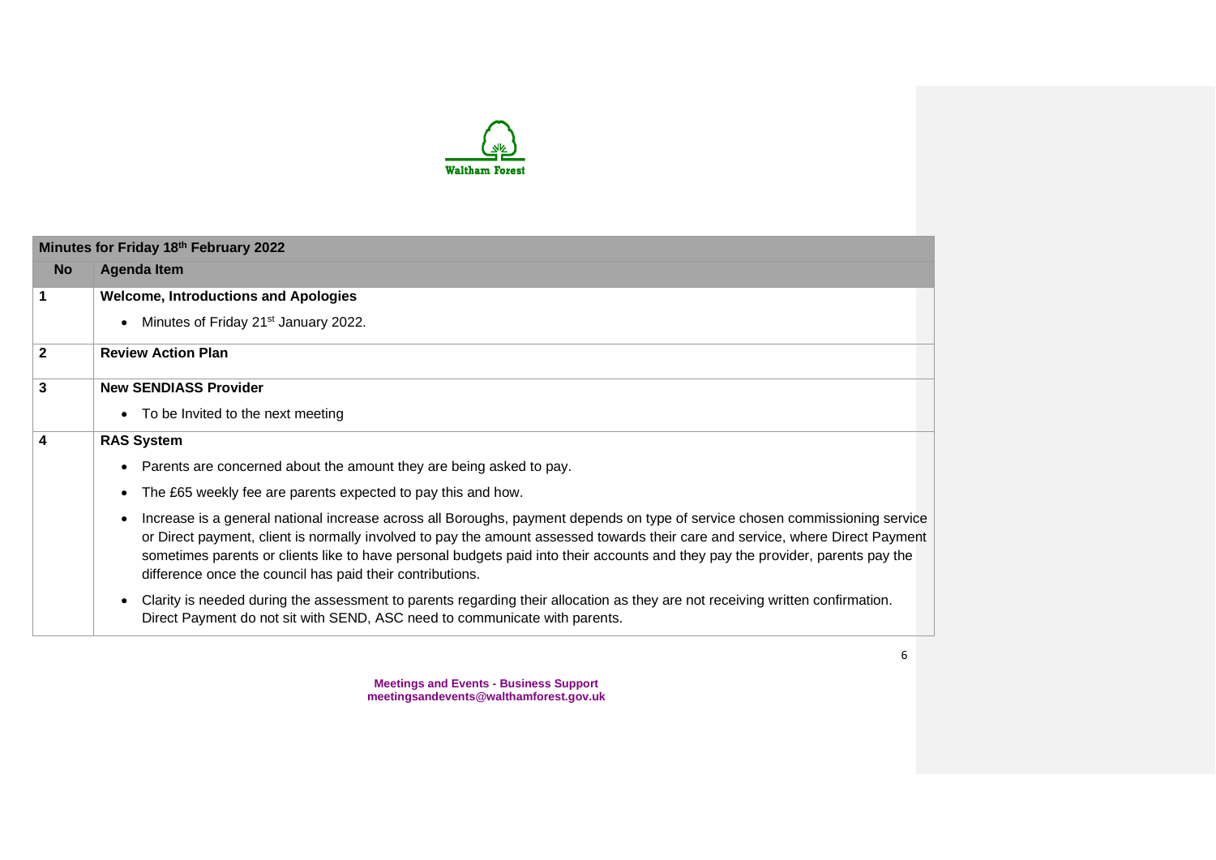| Minutes for Friday 18th February 2022 | |
|---|---|
| **No** | **Agenda Item** |
| **1** | **Welcome, Introductions and Apologies**<br>• Minutes of Friday 21st January 2022. |
| **2** | **Review Action Plan** |
| **3** | **New SENDIASS Provider**<br>• To be Invited to the next meeting |
| **4** | **RAS System**<br>• Parents are concerned about the amount they are being asked to pay.<br>• The £65 weekly fee are parents expected to pay this and how.<br>• Increase is a general national increase across all Boroughs, payment depends on type of service chosen commissioning service or Direct payment, client is normally involved to pay the amount assessed towards their care and service, where Direct Payment sometimes parents or clients like to have personal budgets paid into their accounts and they pay the provider, parents pay the difference once the council has paid their contributions.<br>• Clarity is needed during the assessment to parents regarding their allocation as they are not receiving written confirmation. Direct Payment do not sit with SEND, ASC need to communicate with parents. |

**Meetings and Events - Business Support**
**meetingsandevents@walthamforest.gov.uk**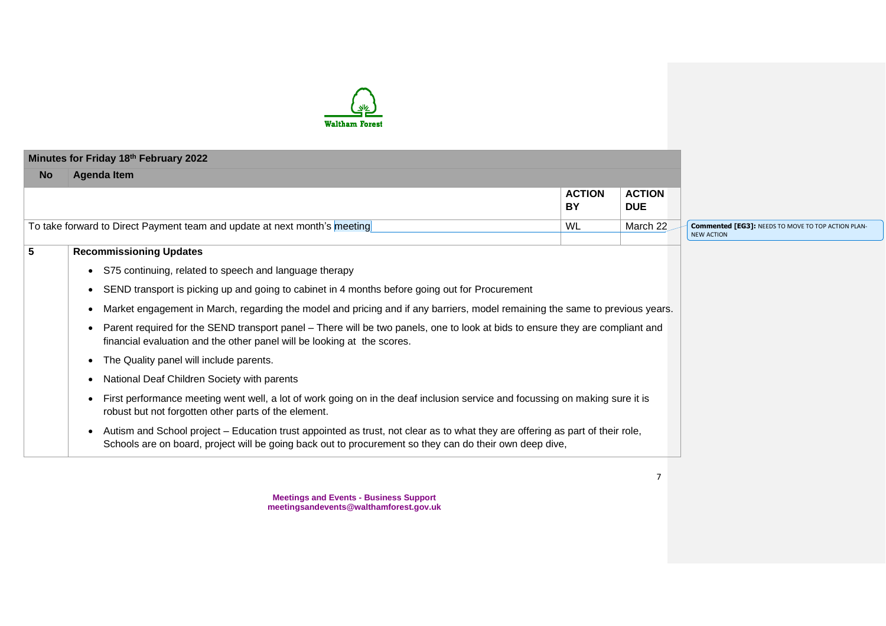Waltham Forest

| Minutes for Friday 18th February 2022 | | | |
|---|---|---|---|
| **No** | **Agenda Item** | | |
| | | **ACTION BY** | **ACTION DUE** |
| To take forward to Direct Payment team and update at next month's meeting | | WL | March 22 |
| | | | |
| **5** | **Recommissioning Updates** | | |
| | • S75 continuing, related to speech and language therapy<br>• SEND transport is picking up and going to cabinet in 4 months before going out for Procurement<br>• Market engagement in March, regarding the model and pricing and if any barriers, model remaining the same to previous years.<br>• Parent required for the SEND transport panel – There will be two panels, one to look at bids to ensure they are compliant and financial evaluation and the other panel will be looking at the scores.<br>• The Quality panel will include parents.<br>• National Deaf Children Society with parents<br>• First performance meeting went well, a lot of work going on in the deaf inclusion service and focussing on making sure it is robust but not forgotten other parts of the element.<br>• Autism and School project – Education trust appointed as trust, not clear as to what they are offering as part of their role, Schools are on board, project will be going back out to procurement so they can do their own deep dive, | | |

**Commented [EG3]:** NEEDS TO MOVE TO TOP ACTION PLAN-NEW ACTION

**Meetings and Events - Business Support**
**meetingsandevents@walthamforest.gov.uk**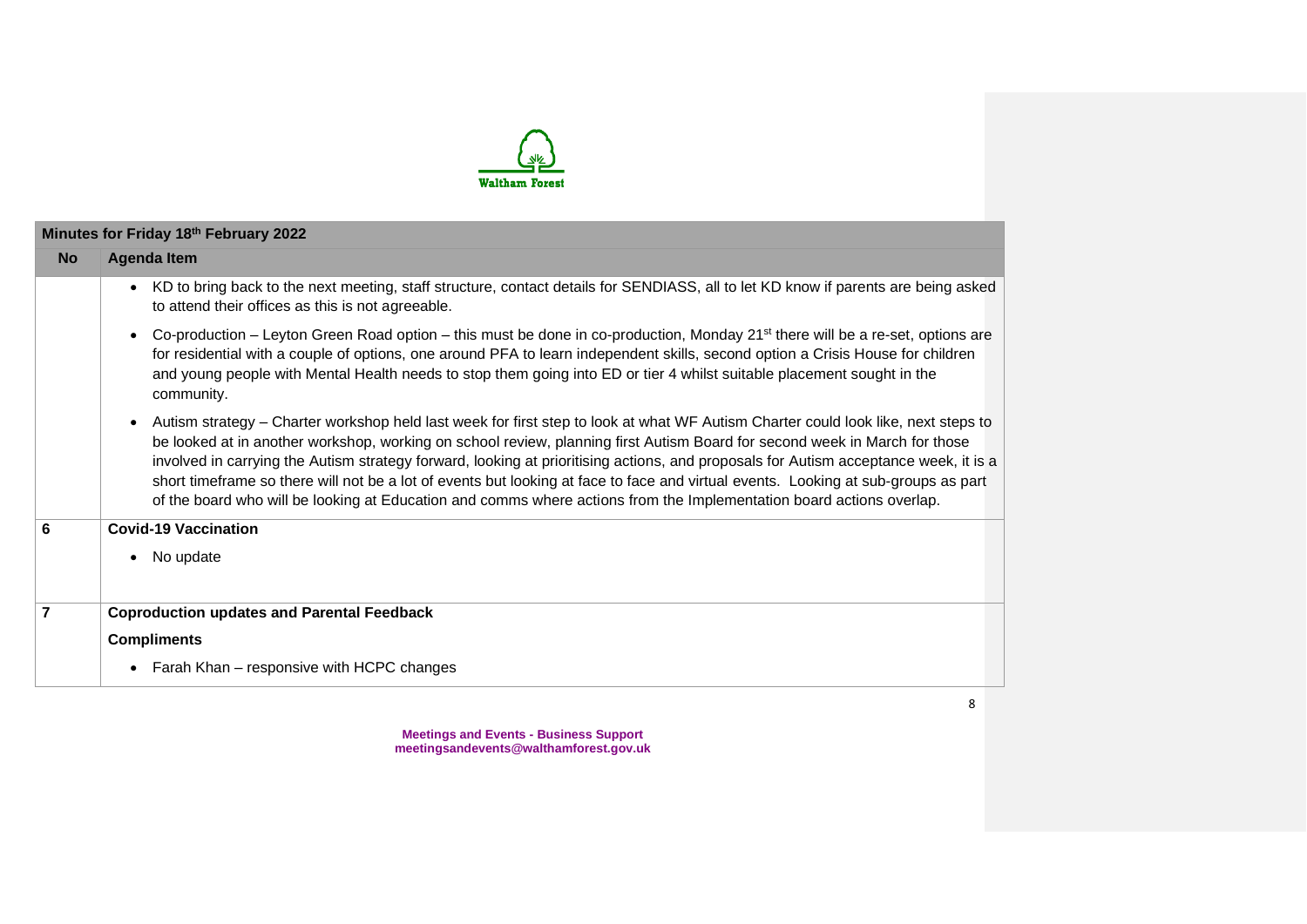| Minutes for Friday 18th February 2022 | |
|---|---|
| **No** | **Agenda Item** |
| | • KD to bring back to the next meeting, staff structure, contact details for SENDIASS, all to let KD know if parents are being asked to attend their offices as this is not agreeable.<br>• Co-production – Leyton Green Road option – this must be done in co-production, Monday 21st there will be a re-set, options are for residential with a couple of options, one around PFA to learn independent skills, second option a Crisis House for children and young people with Mental Health needs to stop them going into ED or tier 4 whilst suitable placement sought in the community.<br>• Autism strategy – Charter workshop held last week for first step to look at what WF Autism Charter could look like, next steps to be looked at in another workshop, working on school review, planning first Autism Board for second week in March for those involved in carrying the Autism strategy forward, looking at prioritising actions, and proposals for Autism acceptance week, it is a short timeframe so there will not be a lot of events but looking at face to face and virtual events. Looking at sub-groups as part of the board who will be looking at Education and comms where actions from the Implementation board actions overlap. |
| **6** | **Covid-19 Vaccination**<br>• No update |
| **7** | **Coproduction updates and Parental Feedback**<br>**Compliments**<br>• Farah Khan – responsive with HCPC changes |

**Meetings and Events - Business Support**
**meetingsandevents@walthamforest.gov.uk**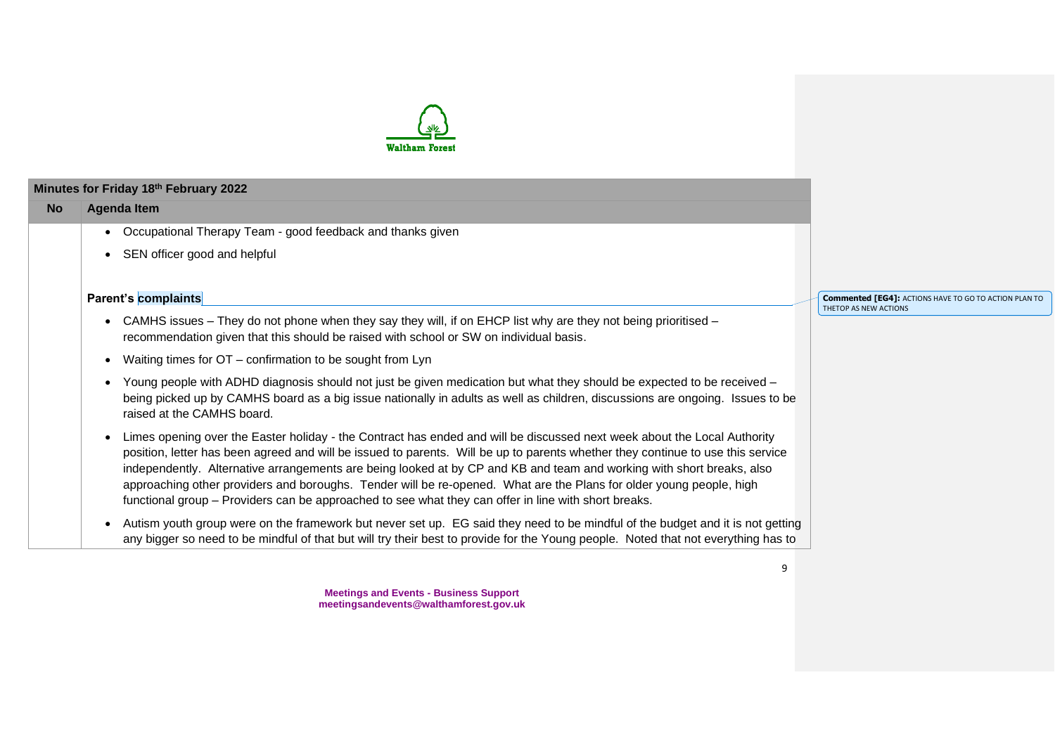| No | Agenda Item |
|---|---|
| | • Occupational Therapy Team - good feedback and thanks given<br>• SEN officer good and helpful<br><br>**Parent's complaints**<br><br>• CAMHS issues – They do not phone when they say they will, if on EHCP list why are they not being prioritised – recommendation given that this should be raised with school or SW on individual basis.<br>• Waiting times for OT – confirmation to be sought from Lyn<br>• Young people with ADHD diagnosis should not just be given medication but what they should be expected to be received – being picked up by CAMHS board as a big issue nationally in adults as well as children, discussions are ongoing. Issues to be raised at the CAMHS board.<br>• Limes opening over the Easter holiday - the Contract has ended and will be discussed next week about the Local Authority position, letter has been agreed and will be issued to parents. Will be up to parents whether they continue to use this service independently. Alternative arrangements are being looked at by CP and KB and team and working with short breaks, also approaching other providers and boroughs. Tender will be re-opened. What are the Plans for older young people, high functional group – Providers can be approached to see what they can offer in line with short breaks.<br>• Autism youth group were on the framework but never set up. EG said they need to be mindful of the budget and it is not getting any bigger so need to be mindful of that but will try their best to provide for the Young people. Noted that not everything has to |

Commented [EG4]: ACTIONS HAVE TO GO TO ACTION PLAN TO THETOP AS NEW ACTIONS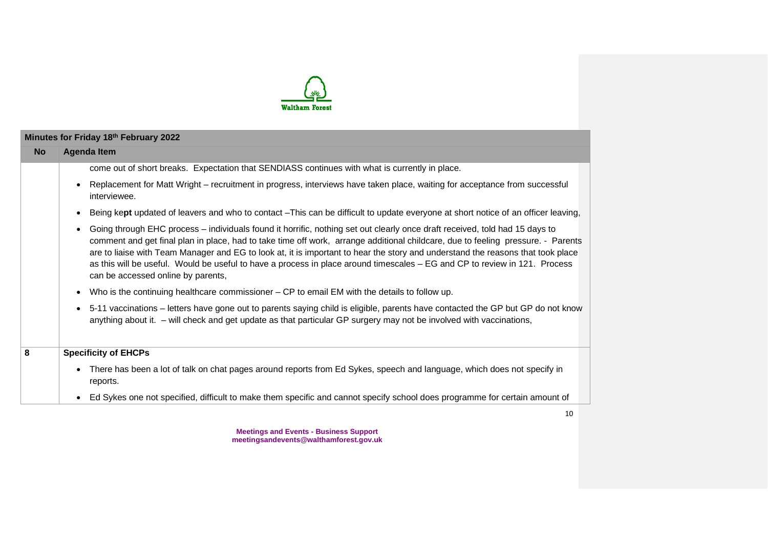| No | Agenda Item |
|---|---|
| | come out of short breaks. Expectation that SENDIASS continues with what is currently in place.<br>• Replacement for Matt Wright – recruitment in progress, interviews have taken place, waiting for acceptance from successful interviewee.<br>• Being ke**pt** updated of leavers and who to contact –This can be difficult to update everyone at short notice of an officer leaving,<br>• Going through EHC process – individuals found it horrific, nothing set out clearly once draft received, told had 15 days to comment and get final plan in place, had to take time off work, arrange additional childcare, due to feeling pressure. - Parents are to liaise with Team Manager and EG to look at, it is important to hear the story and understand the reasons that took place as this will be useful. Would be useful to have a process in place around timescales – EG and CP to review in 121. Process can be accessed online by parents,<br>• Who is the continuing healthcare commissioner – CP to email EM with the details to follow up.<br>• 5-11 vaccinations – letters have gone out to parents saying child is eligible, parents have contacted the GP but GP do not know anything about it. – will check and get update as that particular GP surgery may not be involved with vaccinations, |
| **8** | **Specificity of EHCPs**<br>• There has been a lot of talk on chat pages around reports from Ed Sykes, speech and language, which does not specify in reports.<br>• Ed Sykes one not specified, difficult to make them specific and cannot specify school does programme for certain amount of |

**Meetings and Events - Business Support**
**meetingsandevents@walthamforest.gov.uk**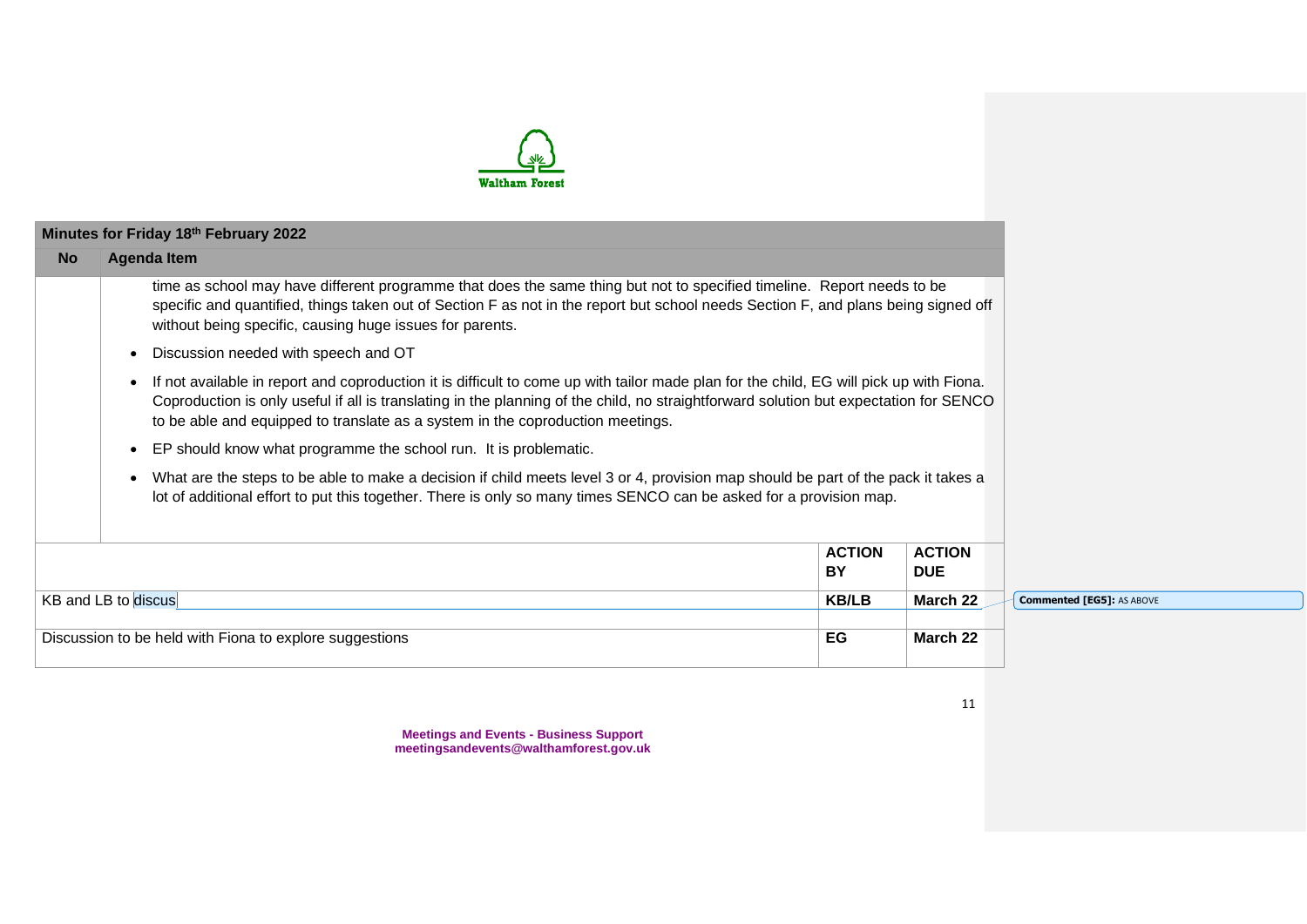| No | Agenda Item |
|---|---|
| | time as school may have different programme that does the same thing but not to specified timeline. Report needs to be specific and quantified, things taken out of Section F as not in the report but school needs Section F, and plans being signed off without being specific, causing huge issues for parents.<br>• Discussion needed with speech and OT<br>• If not available in report and coproduction it is difficult to come up with tailor made plan for the child, EG will pick up with Fiona. Coproduction is only useful if all is translating in the planning of the child, no straightforward solution but expectation for SENCO to be able and equipped to translate as a system in the coproduction meetings.<br>• EP should know what programme the school run. It is problematic.<br>• What are the steps to be able to make a decision if child meets level 3 or 4, provision map should be part of the pack it takes a lot of additional effort to put this together. There is only so many times SENCO can be asked for a provision map. |

| | ACTION BY | ACTION DUE |
|---|---|---|
| KB and LB to discus | KB/LB | March 22 |
| | | |
| Discussion to be held with Fiona to explore suggestions | EG | March 22 |

Commented [EG5]: AS ABOVE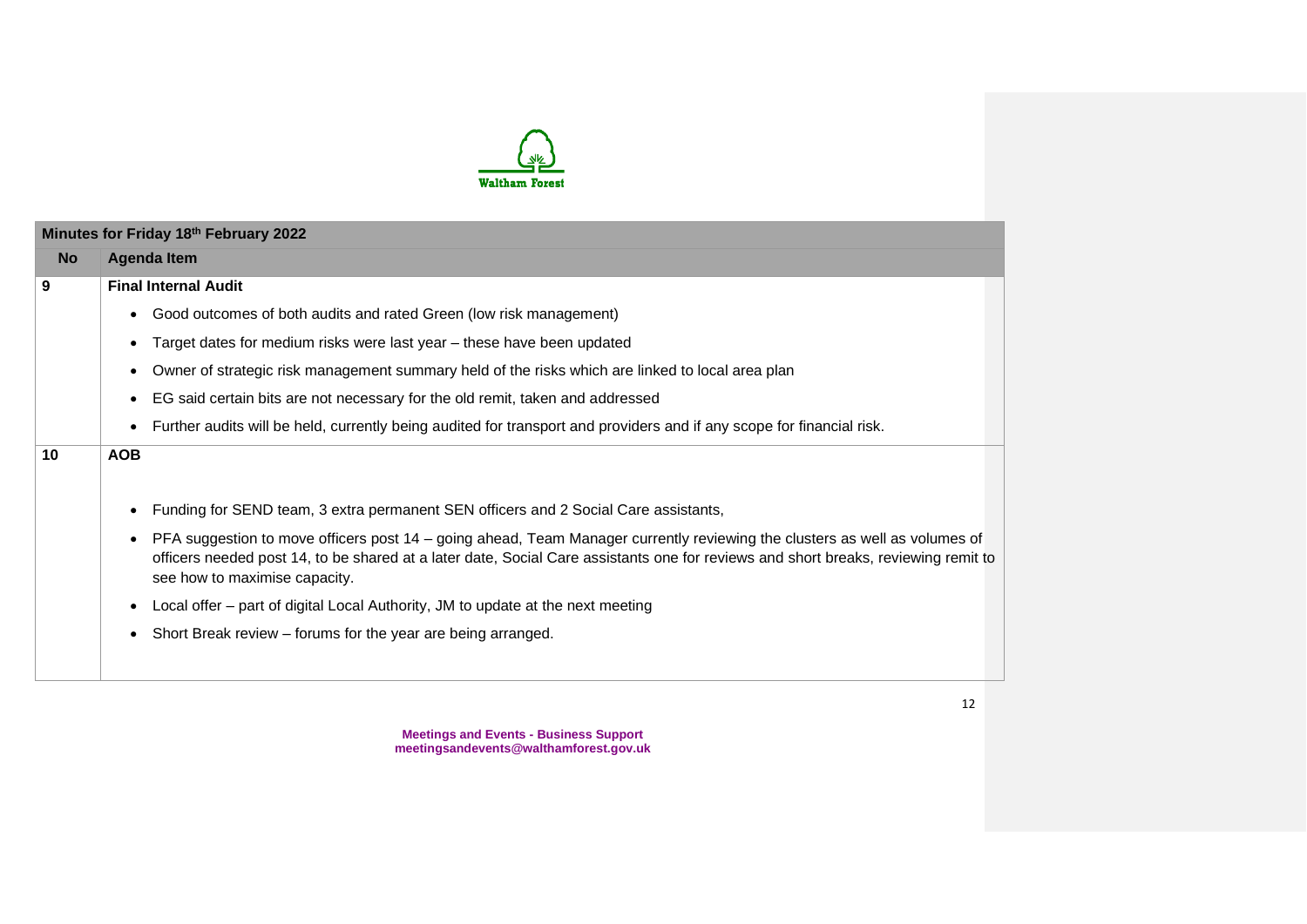| No | Agenda Item |
| --- | --- |
| **Minutes for Friday 18th February 2022** | |
| **9** | **Final Internal Audit**<br>• Good outcomes of both audits and rated Green (low risk management)<br>• Target dates for medium risks were last year – these have been updated<br>• Owner of strategic risk management summary held of the risks which are linked to local area plan<br>• EG said certain bits are not necessary for the old remit, taken and addressed<br>• Further audits will be held, currently being audited for transport and providers and if any scope for financial risk. |
| **10** | **AOB**<br>• Funding for SEND team, 3 extra permanent SEN officers and 2 Social Care assistants,<br>• PFA suggestion to move officers post 14 – going ahead, Team Manager currently reviewing the clusters as well as volumes of officers needed post 14, to be shared at a later date, Social Care assistants one for reviews and short breaks, reviewing remit to see how to maximise capacity.<br>• Local offer – part of digital Local Authority, JM to update at the next meeting<br>• Short Break review – forums for the year are being arranged. |

**Meetings and Events - Business Support**
**meetingsandevents@walthamforest.gov.uk**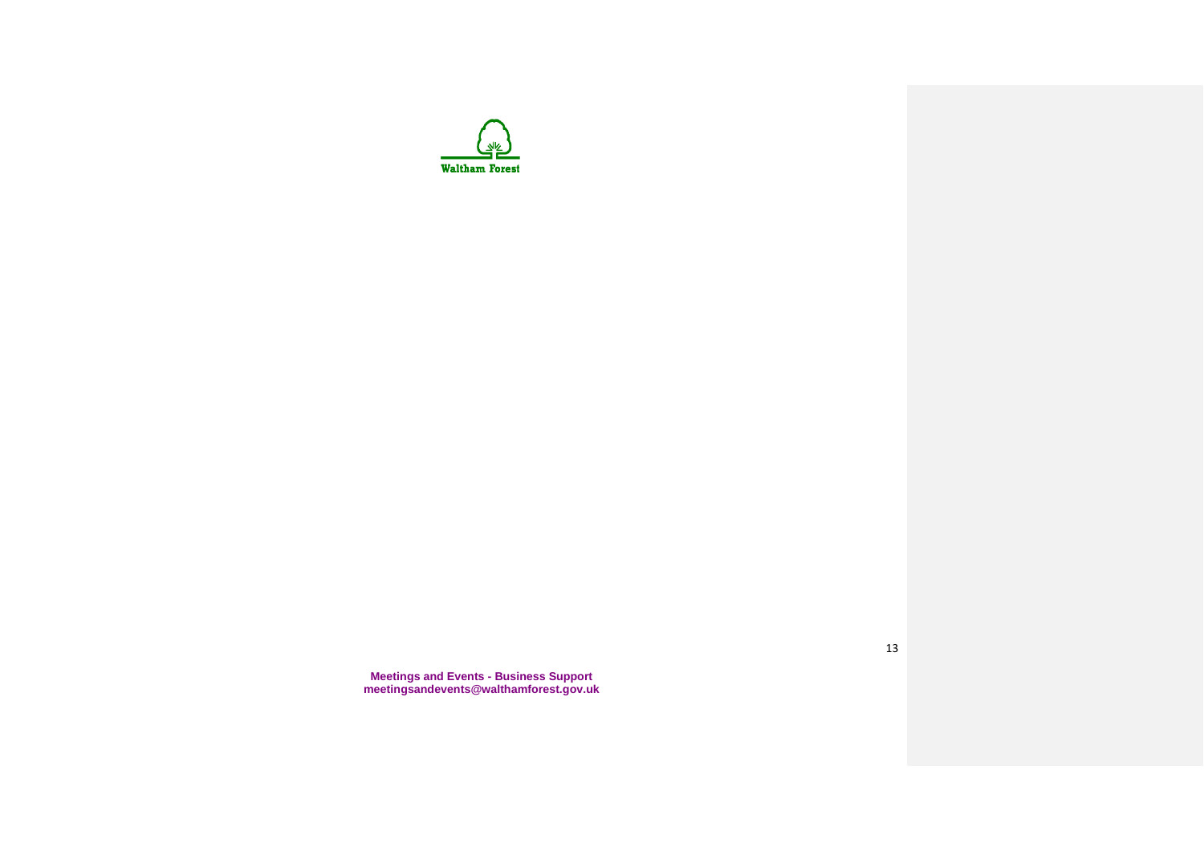Waltham Forest

**Meetings and Events - Business Support**
**meetingsandevents@walthamforest.gov.uk**